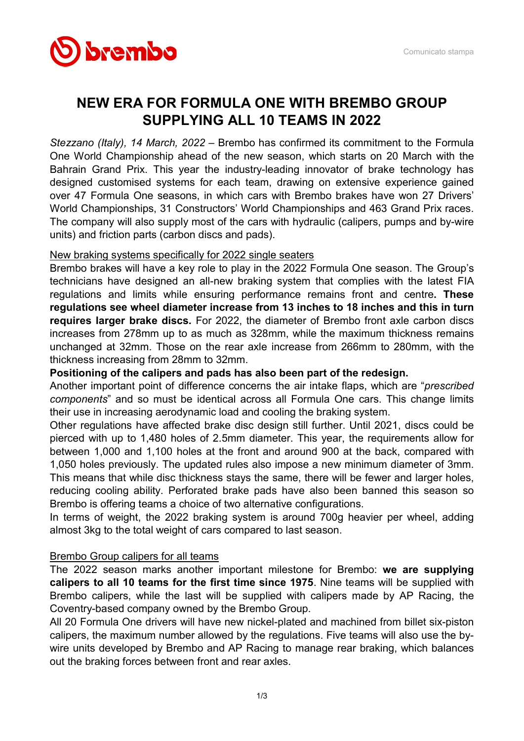Comunicato stampa

# NEW ERA FOR FORMULA ONE WITH BREMBO GROUP SUPPLYING ALL 10 TEAMS IN 2022

*Stezzano (Italy), 14 March, 2022* – Brembo has confirmed its commitment to the Formula One World Championship ahead of the new season, which starts on 20 March with the Bahrain Grand Prix. This year the industry-leading innovator of brake technology has designed customised systems for each team, drawing on extensive experience gained over 47 Formula One seasons, in which cars with Brembo brakes have won 27 Drivers' World Championships, 31 Constructors' World Championships and 463 Grand Prix races. The company will also supply most of the cars with hydraulic (calipers, pumps and by-wire units) and friction parts (carbon discs and pads).

<u>New braking systems specifically for 2022 single seaters</u>

Brembo brakes will have a key role to play in the 2022 Formula One season. The Group's technicians have designed an all-new braking system that complies with the latest FIA regulations and limits while ensuring performance remains front and centre**. These regulations see wheel diameter increase from 13 inches to 18 inches and this in turn requires larger brake discs.** For 2022, the diameter of Brembo front axle carbon discs increases from 278mm up to as much as 328mm, while the maximum thickness remains unchanged at 32mm. Those on the rear axle increase from 266mm to 280mm, with the thickness increasing from 28mm to 32mm.

**Positioning of the calipers and pads has also been part of the redesign.**

Another important point of difference concerns the air intake flaps, which are "*prescribed components*" and so must be identical across all Formula One cars. This change limits their use in increasing aerodynamic load and cooling the braking system.

Other regulations have affected brake disc design still further. Until 2021, discs could be pierced with up to 1,480 holes of 2.5mm diameter. This year, the requirements allow for between 1,000 and 1,100 holes at the front and around 900 at the back, compared with 1,050 holes previously. The updated rules also impose a new minimum diameter of 3mm. This means that while disc thickness stays the same, there will be fewer and larger holes, reducing cooling ability. Perforated brake pads have also been banned this season so Brembo is offering teams a choice of two alternative configurations.

In terms of weight, the 2022 braking system is around 700g heavier per wheel, adding almost 3kg to the total weight of cars compared to last season.

<u>Brembo Group calipers for all teams</u>

The 2022 season marks another important milestone for Brembo: **we are supplying calipers to all 10 teams for the first time since 1975**. Nine teams will be supplied with Brembo calipers, while the last will be supplied with calipers made by AP Racing, the Coventry-based company owned by the Brembo Group.

All 20 Formula One drivers will have new nickel-plated and machined from billet six-piston calipers, the maximum number allowed by the regulations. Five teams will also use the by-wire units developed by Brembo and AP Racing to manage rear braking, which balances out the braking forces between front and rear axles.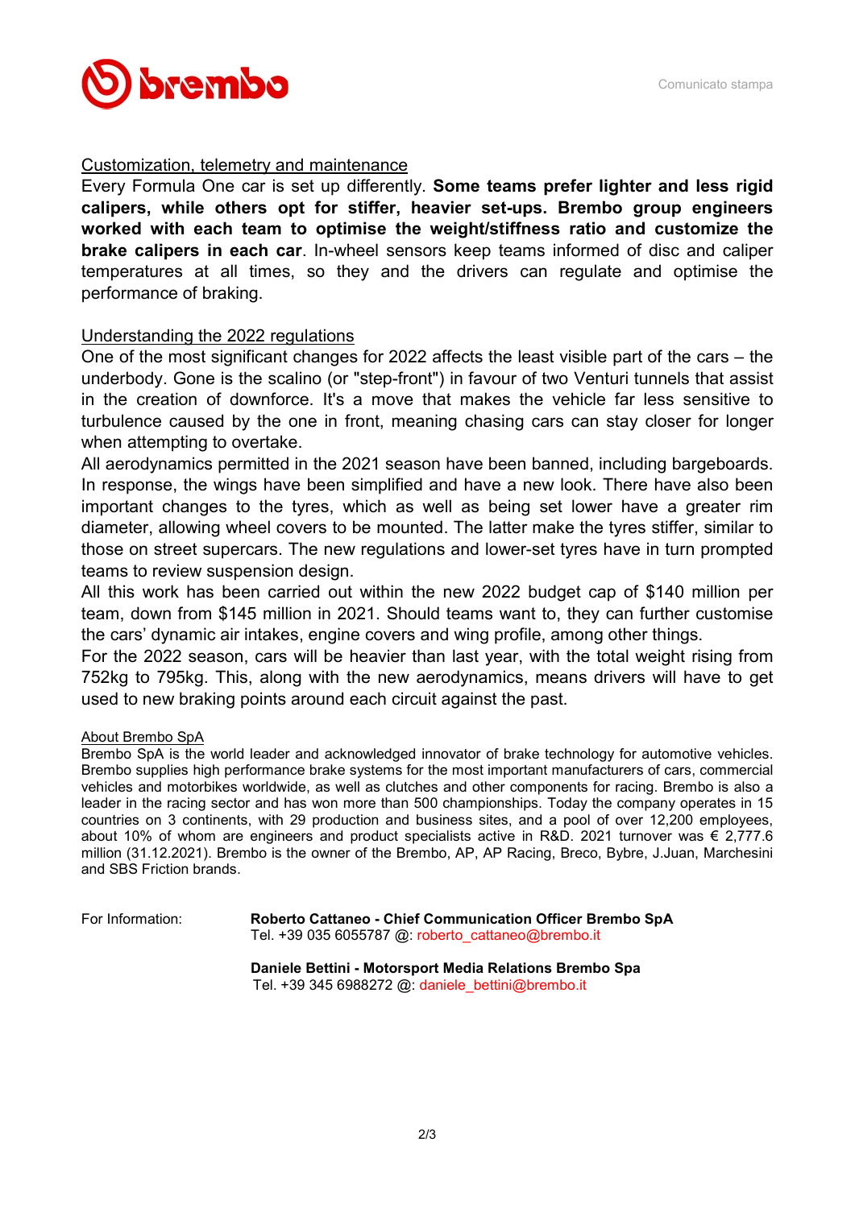## Customization, telemetry and maintenance

Every Formula One car is set up differently. **Some teams prefer lighter and less rigid calipers, while others opt for stiffer, heavier set-ups. Brembo group engineers worked with each team to optimise the weight/stiffness ratio and customize the brake calipers in each car**. In-wheel sensors keep teams informed of disc and caliper temperatures at all times, so they and the drivers can regulate and optimise the performance of braking.

## Understanding the 2022 regulations

One of the most significant changes for 2022 affects the least visible part of the cars – the underbody. Gone is the scalino (or "step-front") in favour of two Venturi tunnels that assist in the creation of downforce. It's a move that makes the vehicle far less sensitive to turbulence caused by the one in front, meaning chasing cars can stay closer for longer when attempting to overtake.

All aerodynamics permitted in the 2021 season have been banned, including bargeboards. In response, the wings have been simplified and have a new look. There have also been important changes to the tyres, which as well as being set lower have a greater rim diameter, allowing wheel covers to be mounted. The latter make the tyres stiffer, similar to those on street supercars. The new regulations and lower-set tyres have in turn prompted teams to review suspension design.

All this work has been carried out within the new 2022 budget cap of $140 million per team, down from $145 million in 2021. Should teams want to, they can further customise the cars' dynamic air intakes, engine covers and wing profile, among other things.

For the 2022 season, cars will be heavier than last year, with the total weight rising from 752kg to 795kg. This, along with the new aerodynamics, means drivers will have to get used to new braking points around each circuit against the past.

### About Brembo SpA

Brembo SpA is the world leader and acknowledged innovator of brake technology for automotive vehicles. Brembo supplies high performance brake systems for the most important manufacturers of cars, commercial vehicles and motorbikes worldwide, as well as clutches and other components for racing. Brembo is also a leader in the racing sector and has won more than 500 championships. Today the company operates in 15 countries on 3 continents, with 29 production and business sites, and a pool of over 12,200 employees, about 10% of whom are engineers and product specialists active in R&D. 2021 turnover was € 2,777.6 million (31.12.2021). Brembo is the owner of the Brembo, AP, AP Racing, Breco, Bybre, J.Juan, Marchesini and SBS Friction brands.

For Information:

**Roberto Cattaneo - Chief Communication Officer Brembo SpA**
Tel. +39 035 6055787 @: roberto_cattaneo@brembo.it

**Daniele Bettini - Motorsport Media Relations Brembo Spa**
Tel. +39 345 6988272 @: daniele_bettini@brembo.it